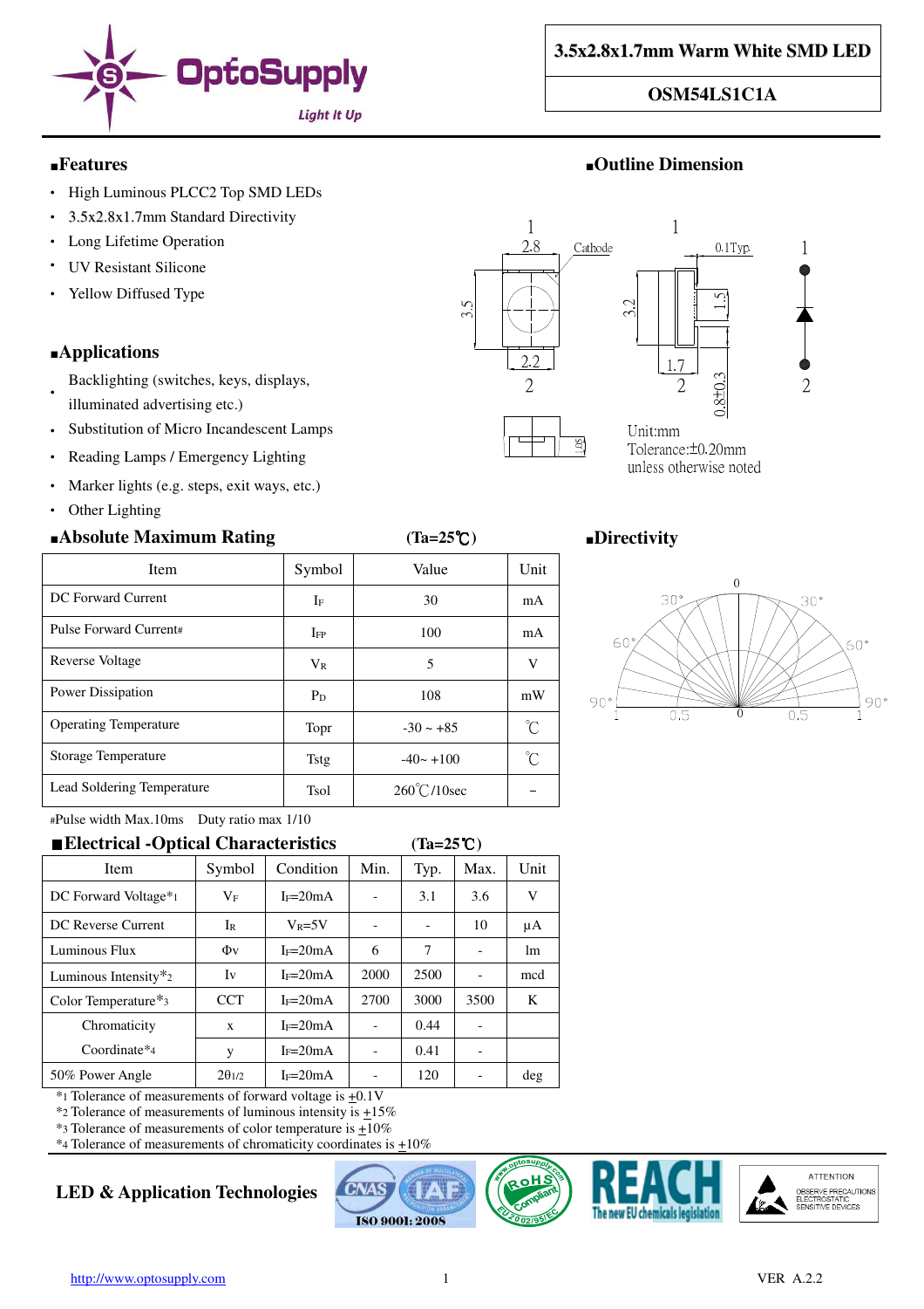# 3.5x2.8x1.7mm Warm White SMD LED

## OSM54LS1C1A

### Features

- High Luminous PLCC2 Top SMD LEDs
- 3.5x2.8x1.7mm Standard Directivity
- Long Lifetime Operation
- UV Resistant Silicone
- Yellow Diffused Type

### Applications

- Backlighting (switches, keys, displays, illuminated advertising etc.)
- Substitution of Micro Incandescent Lamps
- Reading Lamps / Emergency Lighting
- Marker lights (e.g. steps, exit ways, etc.)
- Other Lighting

### Outline Dimension

Unit:mm
Tolerance:±0.20mm
unless otherwise noted

### Absolute Maximum Rating (Ta=25℃)

| Item | Symbol | Value | Unit |
|---|---|---|---|
| DC Forward Current | $I_F$ | 30 | mA |
| Pulse Forward Current# | $I_{FP}$ | 100 | mA |
| Reverse Voltage | $V_R$ | 5 | V |
| Power Dissipation | $P_D$ | 108 | mW |
| Operating Temperature | Topr | -30 ~ +85 | ℃ |
| Storage Temperature | Tstg | -40~ +100 | ℃ |
| Lead Soldering Temperature | Tsol | 260℃/10sec | – |

#Pulse width Max.10ms Duty ratio max 1/10

### Directivity

### Electrical -Optical Characteristics (Ta=25℃)

| Item | Symbol | Condition | Min. | Typ. | Max. | Unit |
|---|---|---|---|---|---|---|
| DC Forward Voltage*1 | $V_F$ | $I_F$=20mA | - | 3.1 | 3.6 | V |
| DC Reverse Current | $I_R$ | $V_R$=5V | - | - | 10 | µA |
| Luminous Flux | Φv | $I_F$=20mA | 6 | 7 | - | lm |
| Luminous Intensity*2 | Iv | $I_F$=20mA | 2000 | 2500 | - | mcd |
| Color Temperature*3 | CCT | $I_F$=20mA | 2700 | 3000 | 3500 | K |
| Chromaticity Coordinate*4 | x | $I_F$=20mA | - | 0.44 | - | |
| | y | $I_F$=20mA | - | 0.41 | - | |
| 50% Power Angle | $2\theta_{1/2}$ | $I_F$=20mA | - | 120 | - | deg |

*1 Tolerance of measurements of forward voltage is ±0.1V
*2 Tolerance of measurements of luminous intensity is ±15%
*3 Tolerance of measurements of color temperature is ±10%
*4 Tolerance of measurements of chromaticity coordinates is ±10%

LED & Application Technologies

http://www.optosupply.com

VER A.2.2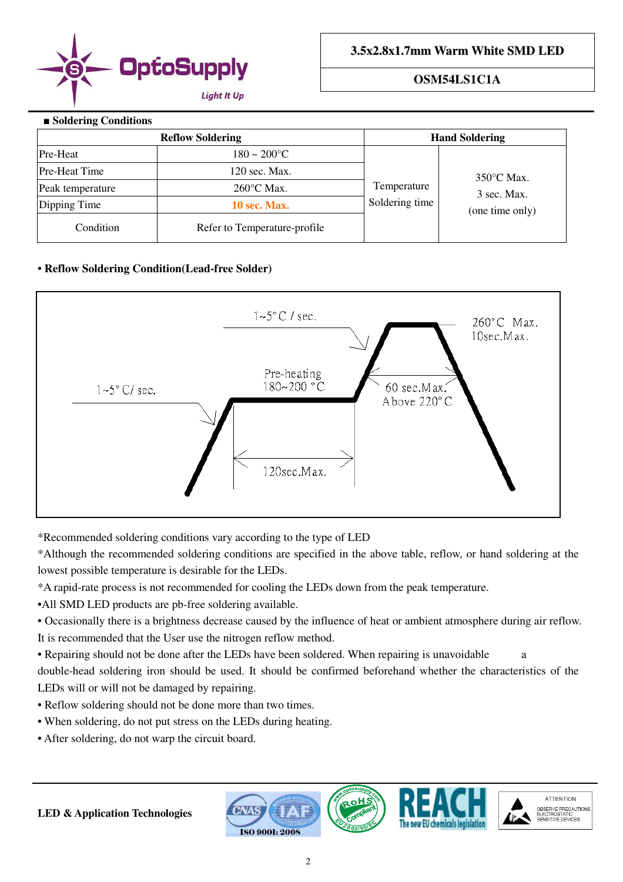■ **Soldering Conditions**

| Reflow Soldering | | Hand Soldering | |
|---|---|---|---|
| Pre-Heat | 180 ~ 200°C | Temperature<br>Soldering time | 350°C Max.<br>3 sec. Max.<br>(one time only) |
| Pre-Heat Time | 120 sec. Max. | | |
| Peak temperature | 260°C Max. | | |
| Dipping Time | **10 sec. Max.** | | |
| Condition | Refer to Temperature-profile | | |

• **Reflow Soldering Condition(Lead-free Solder)**

1~5° C / sec.

260° C Max.
10sec.Max.

Pre-heating
180~200 °C

1~5° C/ sec.

60 sec.Max.
Above 220° C

120sec.Max.

*Recommended soldering conditions vary according to the type of LED

*Although the recommended soldering conditions are specified in the above table, reflow, or hand soldering at the lowest possible temperature is desirable for the LEDs.

*A rapid-rate process is not recommended for cooling the LEDs down from the peak temperature.

•All SMD LED products are pb-free soldering available.

• Occasionally there is a brightness decrease caused by the influence of heat or ambient atmosphere during air reflow. It is recommended that the User use the nitrogen reflow method.

• Repairing should not be done after the LEDs have been soldered. When repairing is unavoidable a double-head soldering iron should be used. It should be confirmed beforehand whether the characteristics of the LEDs will or will not be damaged by repairing.

• Reflow soldering should not be done more than two times.

• When soldering, do not put stress on the LEDs during heating.

• After soldering, do not warp the circuit board.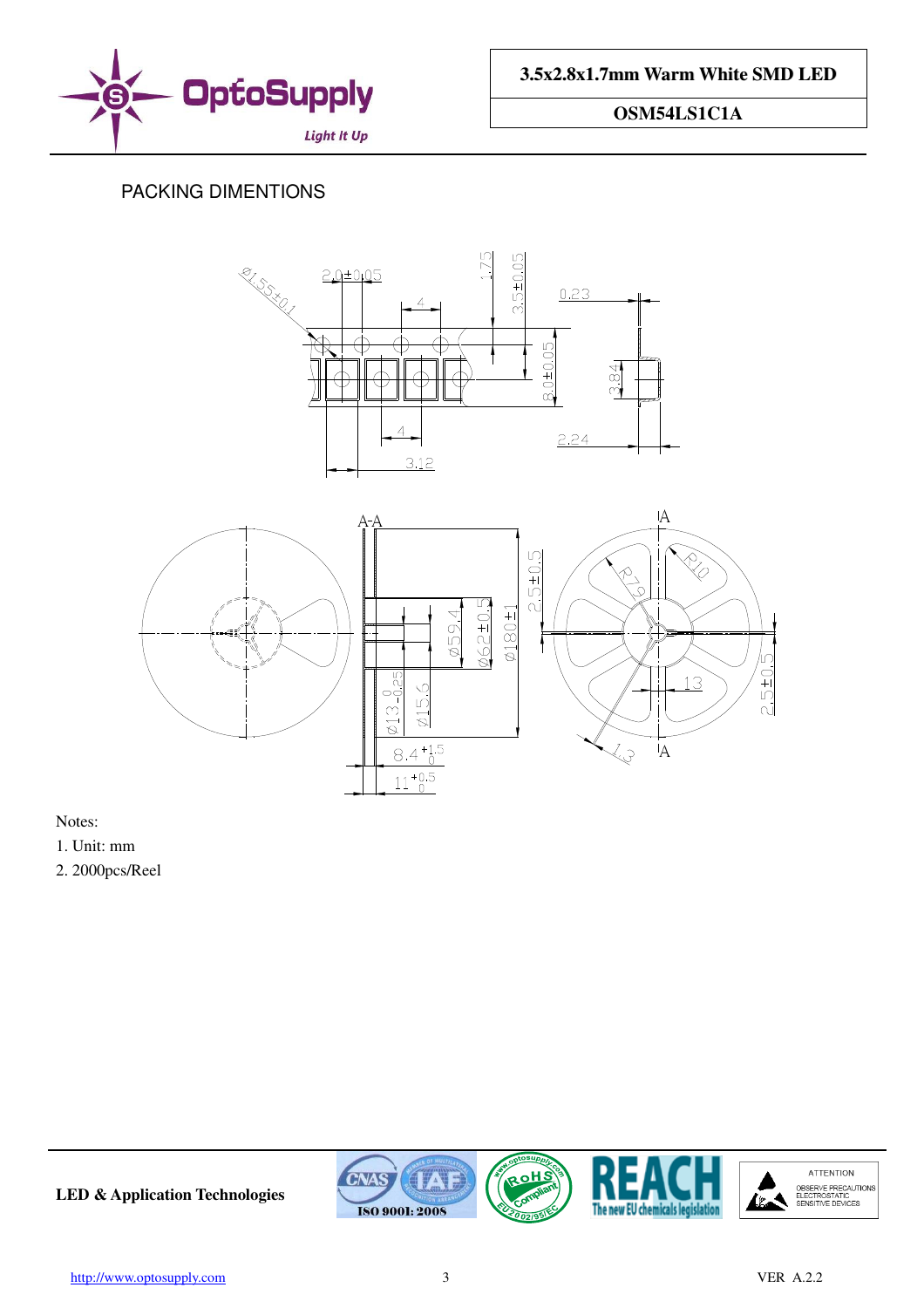## PACKING DIMENTIONS

Notes:

1. Unit: mm
2. 2000pcs/Reel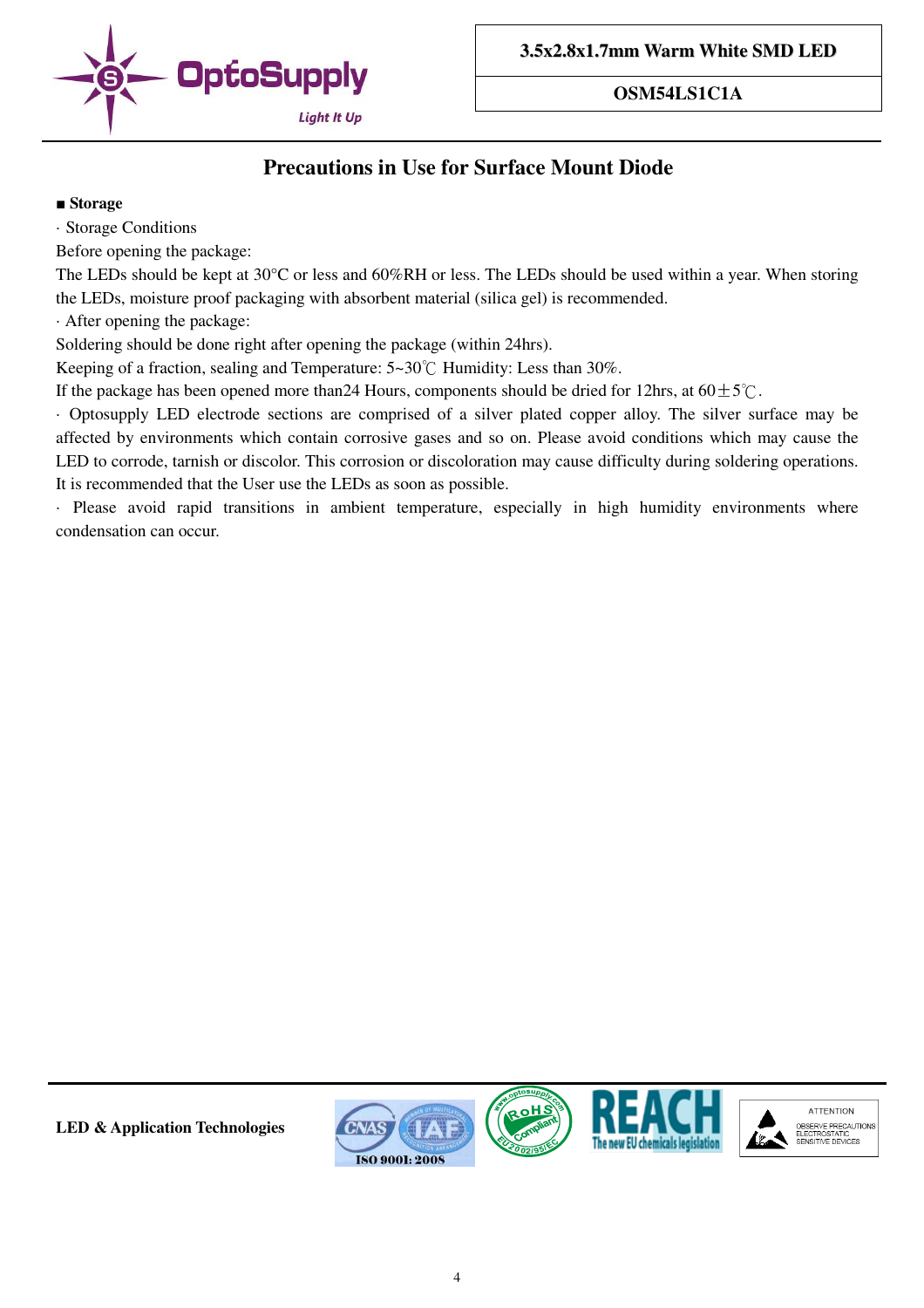# Precautions in Use for Surface Mount Diode

■ **Storage**

· Storage Conditions

Before opening the package:

The LEDs should be kept at 30°C or less and 60%RH or less. The LEDs should be used within a year. When storing the LEDs, moisture proof packaging with absorbent material (silica gel) is recommended.

· After opening the package:

Soldering should be done right after opening the package (within 24hrs).

Keeping of a fraction, sealing and Temperature: 5~30℃ Humidity: Less than 30%.

If the package has been opened more than24 Hours, components should be dried for 12hrs, at 60±5℃.

· Optosupply LED electrode sections are comprised of a silver plated copper alloy. The silver surface may be affected by environments which contain corrosive gases and so on. Please avoid conditions which may cause the LED to corrode, tarnish or discolor. This corrosion or discoloration may cause difficulty during soldering operations. It is recommended that the User use the LEDs as soon as possible.

· Please avoid rapid transitions in ambient temperature, especially in high humidity environments where condensation can occur.